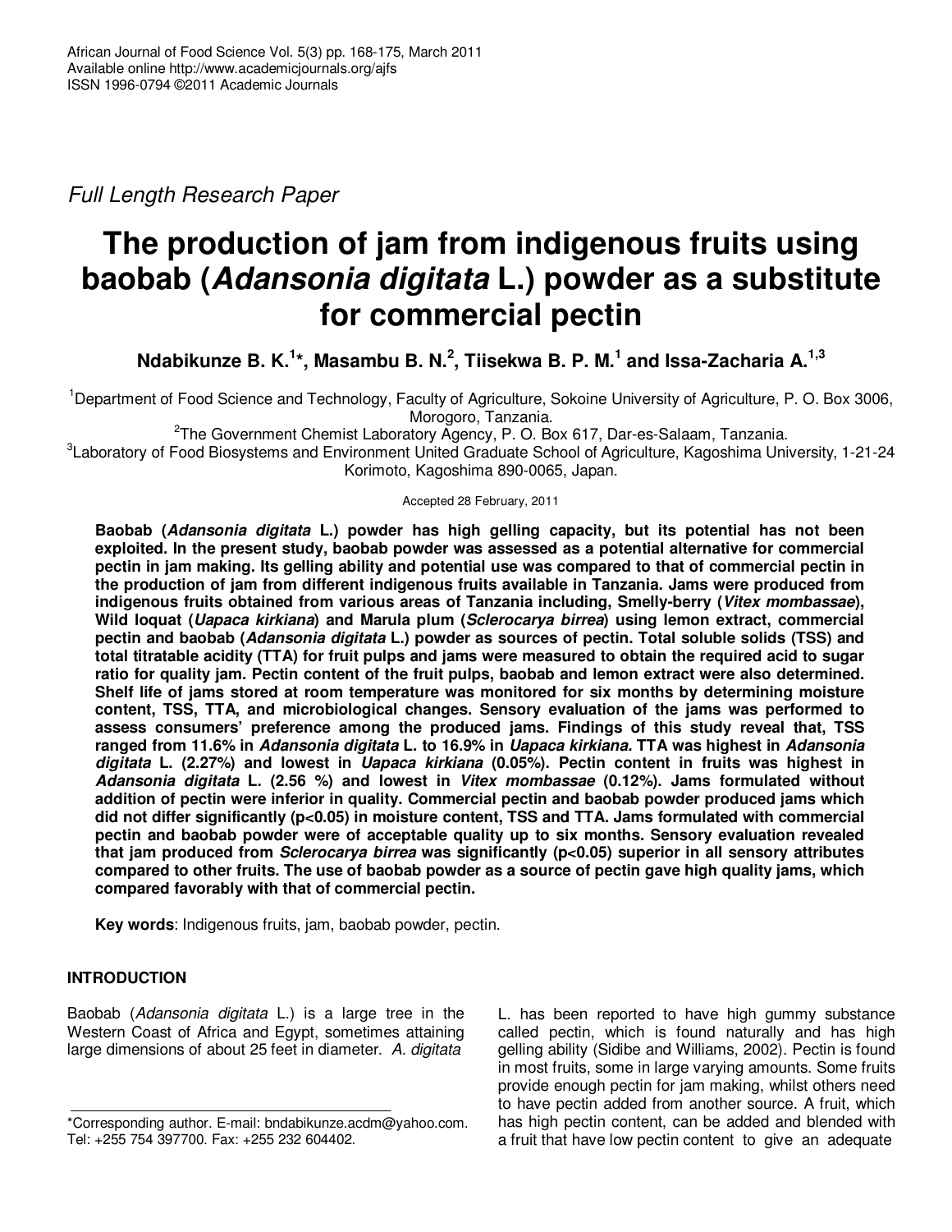Full Length Research Paper

# The production of jam from indigenous fruits using baobab (*Adansonia digitata* L.) powder as a substitute for commercial pectin

**Ndabikunze B. K.[1]\*, Masambu B. N.[2], Tiisekwa B. P. M.[1] and Issa-Zacharia A.[1,3]**

[1]Department of Food Science and Technology, Faculty of Agriculture, Sokoine University of Agriculture, P. O. Box 3006, Morogoro, Tanzania.

[2]The Government Chemist Laboratory Agency, P. O. Box 617, Dar-es-Salaam, Tanzania.

[3]Laboratory of Food Biosystems and Environment United Graduate School of Agriculture, Kagoshima University, 1-21-24 Korimoto, Kagoshima 890-0065, Japan.

Accepted 28 February, 2011

**Baobab (*Adansonia digitata* L.) powder has high gelling capacity, but its potential has not been exploited. In the present study, baobab powder was assessed as a potential alternative for commercial pectin in jam making. Its gelling ability and potential use was compared to that of commercial pectin in the production of jam from different indigenous fruits available in Tanzania. Jams were produced from indigenous fruits obtained from various areas of Tanzania including, Smelly-berry (*Vitex mombassae*), Wild loquat (*Uapaca kirkiana*) and Marula plum (*Sclerocarya birrea*) using lemon extract, commercial pectin and baobab (*Adansonia digitata* L.) powder as sources of pectin. Total soluble solids (TSS) and total titratable acidity (TTA) for fruit pulps and jams were measured to obtain the required acid to sugar ratio for quality jam. Pectin content of the fruit pulps, baobab and lemon extract were also determined. Shelf life of jams stored at room temperature was monitored for six months by determining moisture content, TSS, TTA, and microbiological changes. Sensory evaluation of the jams was performed to assess consumers' preference among the produced jams. Findings of this study reveal that, TSS ranged from 11.6% in *Adansonia digitata* L. to 16.9% in *Uapaca kirkiana.* TTA was highest in *Adansonia digitata* L. (2.27%) and lowest in *Uapaca kirkiana* (0.05%). Pectin content in fruits was highest in *Adansonia digitata* L. (2.56 %) and lowest in *Vitex mombassae* (0.12%). Jams formulated without addition of pectin were inferior in quality. Commercial pectin and baobab powder produced jams which did not differ significantly ($p<0.05$) in moisture content, TSS and TTA. Jams formulated with commercial pectin and baobab powder were of acceptable quality up to six months. Sensory evaluation revealed that jam produced from *Sclerocarya birrea* was significantly ($p<0.05$) superior in all sensory attributes compared to other fruits. The use of baobab powder as a source of pectin gave high quality jams, which compared favorably with that of commercial pectin.**

**Key words**: Indigenous fruits, jam, baobab powder, pectin.

## INTRODUCTION

Baobab (*Adansonia digitata* L.) is a large tree in the Western Coast of Africa and Egypt, sometimes attaining large dimensions of about 25 feet in diameter. *A. digitata* L. has been reported to have high gummy substance called pectin, which is found naturally and has high gelling ability (Sidibe and Williams, 2002). Pectin is found in most fruits, some in large varying amounts. Some fruits provide enough pectin for jam making, whilst others need to have pectin added from another source. A fruit, which has high pectin content, can be added and blended with a fruit that have low pectin content to give an adequate

\*Corresponding author. E-mail: bndabikunze.acdm@yahoo.com. Tel: +255 754 397700. Fax: +255 232 604402.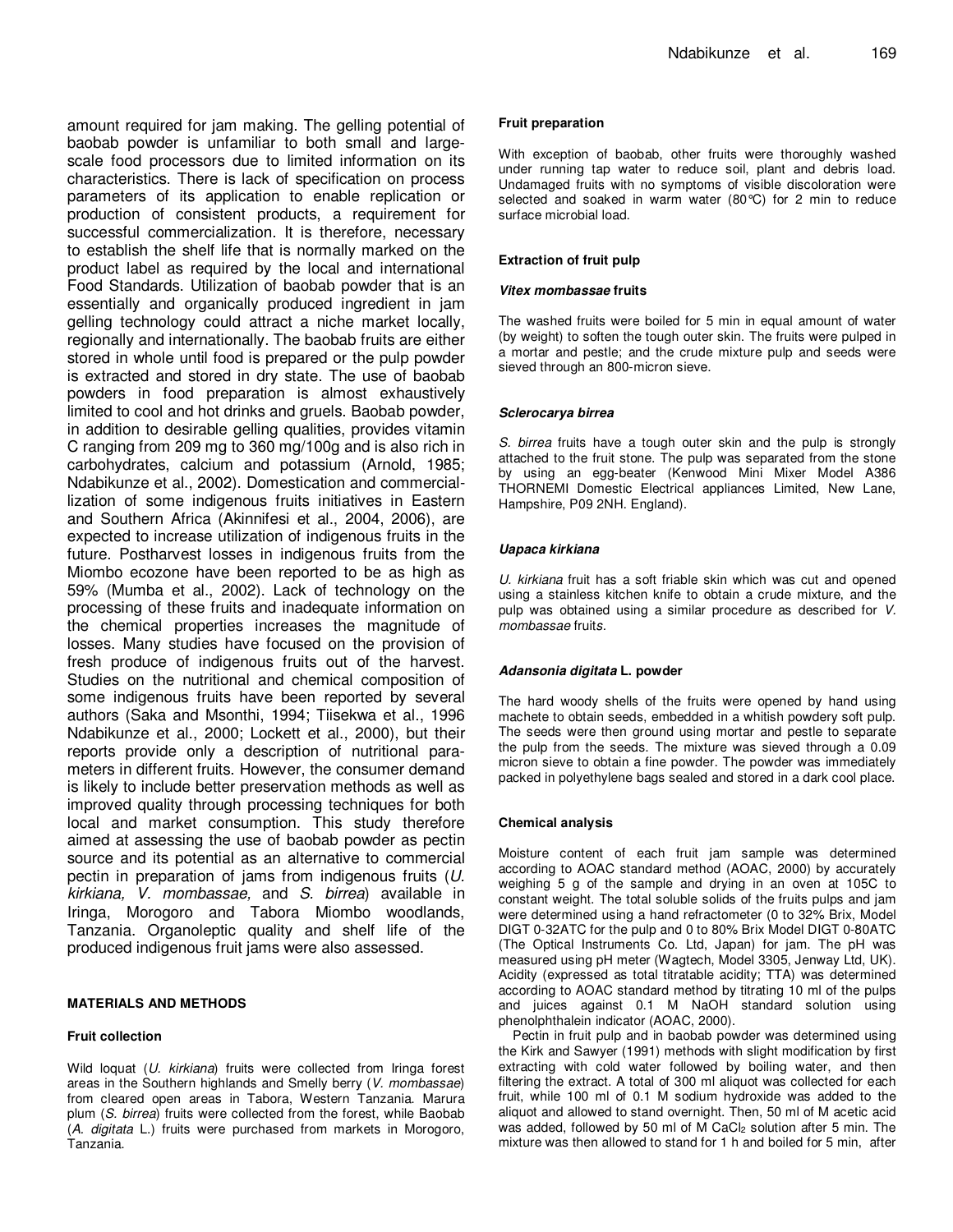amount required for jam making. The gelling potential of baobab powder is unfamiliar to both small and large-scale food processors due to limited information on its characteristics. There is lack of specification on process parameters of its application to enable replication or production of consistent products, a requirement for successful commercialization. It is therefore, necessary to establish the shelf life that is normally marked on the product label as required by the local and international Food Standards. Utilization of baobab powder that is an essentially and organically produced ingredient in jam gelling technology could attract a niche market locally, regionally and internationally. The baobab fruits are either stored in whole until food is prepared or the pulp powder is extracted and stored in dry state. The use of baobab powders in food preparation is almost exhaustively limited to cool and hot drinks and gruels. Baobab powder, in addition to desirable gelling qualities, provides vitamin C ranging from 209 mg to 360 mg/100g and is also rich in carbohydrates, calcium and potassium (Arnold, 1985; Ndabikunze et al., 2002). Domestication and commercial-lization of some indigenous fruits initiatives in Eastern and Southern Africa (Akinnifesi et al., 2004, 2006), are expected to increase utilization of indigenous fruits in the future. Postharvest losses in indigenous fruits from the Miombo ecozone have been reported to be as high as 59% (Mumba et al., 2002). Lack of technology on the processing of these fruits and inadequate information on the chemical properties increases the magnitude of losses. Many studies have focused on the provision of fresh produce of indigenous fruits out of the harvest. Studies on the nutritional and chemical composition of some indigenous fruits have been reported by several authors (Saka and Msonthi, 1994; Tiisekwa et al., 1996 Ndabikunze et al., 2000; Lockett et al., 2000), but their reports provide only a description of nutritional para-meters in different fruits. However, the consumer demand is likely to include better preservation methods as well as improved quality through processing techniques for both local and market consumption. This study therefore aimed at assessing the use of baobab powder as pectin source and its potential as an alternative to commercial pectin in preparation of jams from indigenous fruits (*U. kirkiana, V. mombassae,* and *S. birrea*) available in Iringa, Morogoro and Tabora Miombo woodlands, Tanzania. Organoleptic quality and shelf life of the produced indigenous fruit jams were also assessed.

## MATERIALS AND METHODS

### Fruit collection

Wild loquat (*U. kirkiana*) fruits were collected from Iringa forest areas in the Southern highlands and Smelly berry (*V. mombassae*) from cleared open areas in Tabora, Western Tanzania. Marura plum (*S. birrea*) fruits were collected from the forest, while Baobab (*A. digitata* L.) fruits were purchased from markets in Morogoro, Tanzania.

### Fruit preparation

With exception of baobab, other fruits were thoroughly washed under running tap water to reduce soil, plant and debris load. Undamaged fruits with no symptoms of visible discoloration were selected and soaked in warm water (80°C) for 2 min to reduce surface microbial load.

### Extraction of fruit pulp

#### *Vitex mombassae* fruits

The washed fruits were boiled for 5 min in equal amount of water (by weight) to soften the tough outer skin. The fruits were pulped in a mortar and pestle; and the crude mixture pulp and seeds were sieved through an 800-micron sieve.

#### *Sclerocarya birrea*

*S. birrea* fruits have a tough outer skin and the pulp is strongly attached to the fruit stone. The pulp was separated from the stone by using an egg-beater (Kenwood Mini Mixer Model A386 THORNEMI Domestic Electrical appliances Limited, New Lane, Hampshire, P09 2NH. England).

#### *Uapaca kirkiana*

*U. kirkiana* fruit has a soft friable skin which was cut and opened using a stainless kitchen knife to obtain a crude mixture, and the pulp was obtained using a similar procedure as described for *V. mombassae* fruits.

#### *Adansonia digitata* L. powder

The hard woody shells of the fruits were opened by hand using machete to obtain seeds, embedded in a whitish powdery soft pulp. The seeds were then ground using mortar and pestle to separate the pulp from the seeds. The mixture was sieved through a 0.09 micron sieve to obtain a fine powder. The powder was immediately packed in polyethylene bags sealed and stored in a dark cool place.

### Chemical analysis

Moisture content of each fruit jam sample was determined according to AOAC standard method (AOAC, 2000) by accurately weighing 5 g of the sample and drying in an oven at 105C to constant weight. The total soluble solids of the fruits pulps and jam were determined using a hand refractometer (0 to 32% Brix, Model DIGT 0-32ATC for the pulp and 0 to 80% Brix Model DIGT 0-80ATC (The Optical Instruments Co. Ltd, Japan) for jam. The pH was measured using pH meter (Wagtech, Model 3305, Jenway Ltd, UK). Acidity (expressed as total titratable acidity; TTA) was determined according to AOAC standard method by titrating 10 ml of the pulps and juices against 0.1 M NaOH standard solution using phenolphthalein indicator (AOAC, 2000).

Pectin in fruit pulp and in baobab powder was determined using the Kirk and Sawyer (1991) methods with slight modification by first extracting with cold water followed by boiling water, and then filtering the extract. A total of 300 ml aliquot was collected for each fruit, while 100 ml of 0.1 M sodium hydroxide was added to the aliquot and allowed to stand overnight. Then, 50 ml of M acetic acid was added, followed by 50 ml of M $CaCl_2$ solution after 5 min. The mixture was then allowed to stand for 1 h and boiled for 5 min, after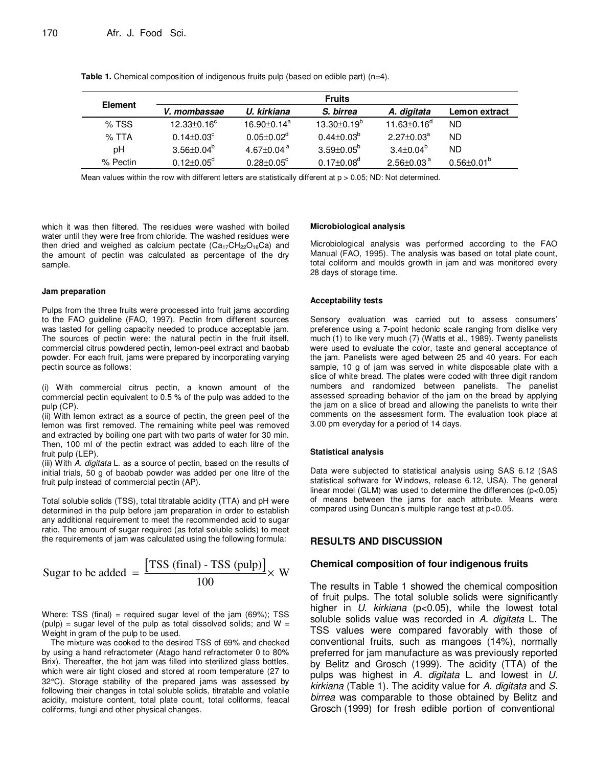**Table 1.** Chemical composition of indigenous fruits pulp (based on edible part) (n=4).

| Element | Fruits | | | | |
|---|---|---|---|---|---|
| | *V. mombassae* | *U. kirkiana* | *S. birrea* | *A. digitata* | Lemon extract |
| % TSS | 12.33±0.16[c] | 16.90±0.14[a] | 13.30±0.19[b] | 11.63±0.16[d] | ND |
| % TTA | 0.14±0.03[c] | 0.05±0.02[d] | 0.44±0.03[b] | 2.27±0.03[a] | ND |
| pH | 3.56±0.04[b] | 4.67±0.04[a] | 3.59±0.05[b] | 3.4±0.04[b] | ND |
| % Pectin | 0.12±0.05[d] | 0.28±0.05[c] | 0.17±0.08[d] | 2.56±0.03[a] | 0.56±0.01[b] |

Mean values within the row with different letters are statistically different at $p > 0.05$; ND: Not determined.

which it was then filtered. The residues were washed with boiled water until they were free from chloride. The washed residues were then dried and weighed as calcium pectate ($Ca_{17}CH_{22}O_{16}Ca$) and the amount of pectin was calculated as percentage of the dry sample.

#### Jam preparation

Pulps from the three fruits were processed into fruit jams according to the FAO guideline (FAO, 1997). Pectin from different sources was tasted for gelling capacity needed to produce acceptable jam. The sources of pectin were: the natural pectin in the fruit itself, commercial citrus powdered pectin, lemon-peel extract and baobab powder. For each fruit, jams were prepared by incorporating varying pectin source as follows:

(i) With commercial citrus pectin, a known amount of the commercial pectin equivalent to 0.5 % of the pulp was added to the pulp (CP).
(ii) With lemon extract as a source of pectin, the green peel of the lemon was first removed. The remaining white peel was removed and extracted by boiling one part with two parts of water for 30 min. Then, 100 ml of the pectin extract was added to each litre of the fruit pulp (LEP).
(iii) With *A. digitata* L. as a source of pectin, based on the results of initial trials, 50 g of baobab powder was added per one litre of the fruit pulp instead of commercial pectin (AP).

Total soluble solids (TSS), total titratable acidity (TTA) and pH were determined in the pulp before jam preparation in order to establish any additional requirement to meet the recommended acid to sugar ratio. The amount of sugar required (as total soluble solids) to meet the requirements of jam was calculated using the following formula:

$$\text{Sugar to be added} = \frac{[\text{TSS (final)} - \text{TSS (pulp)}]}{100} \times \text{W}$$

Where: TSS (final) = required sugar level of the jam (69%); TSS (pulp) = sugar level of the pulp as total dissolved solids; and W = Weight in gram of the pulp to be used.

The mixture was cooked to the desired TSS of 69% and checked by using a hand refractometer (Atago hand refractometer 0 to 80% Brix). Thereafter, the hot jam was filled into sterilized glass bottles, which were air tight closed and stored at room temperature (27 to 32°C). Storage stability of the prepared jams was assessed by following their changes in total soluble solids, titratable and volatile acidity, moisture content, total plate count, total coliforms, feacal coliforms, fungi and other physical changes.

#### Microbiological analysis

Microbiological analysis was performed according to the FAO Manual (FAO, 1995). The analysis was based on total plate count, total coliform and moulds growth in jam and was monitored every 28 days of storage time.

#### Acceptability tests

Sensory evaluation was carried out to assess consumers' preference using a 7-point hedonic scale ranging from dislike very much (1) to like very much (7) (Watts et al., 1989). Twenty panelists were used to evaluate the color, taste and general acceptance of the jam. Panelists were aged between 25 and 40 years. For each sample, 10 g of jam was served in white disposable plate with a slice of white bread. The plates were coded with three digit random numbers and randomized between panelists. The panelist assessed spreading behavior of the jam on the bread by applying the jam on a slice of bread and allowing the panelists to write their comments on the assessment form. The evaluation took place at 3.00 pm everyday for a period of 14 days.

#### Statistical analysis

Data were subjected to statistical analysis using SAS 6.12 (SAS statistical software for Windows, release 6.12, USA). The general linear model (GLM) was used to determine the differences ($p<0.05$) of means between the jams for each attribute. Means were compared using Duncan's multiple range test at $p<0.05$.

## RESULTS AND DISCUSSION

### Chemical composition of four indigenous fruits

The results in Table 1 showed the chemical composition of fruit pulps. The total soluble solids were significantly higher in *U. kirkiana* ($p<0.05$), while the lowest total soluble solids value was recorded in *A. digitata* L. The TSS values were compared favorably with those of conventional fruits, such as mangoes (14%), normally preferred for jam manufacture as was previously reported by Belitz and Grosch (1999). The acidity (TTA) of the pulps was highest in *A. digitata* L. and lowest in *U. kirkiana* (Table 1). The acidity value for *A. digitata* and *S. birrea* was comparable to those obtained by Belitz and Grosch (1999) for fresh edible portion of conventional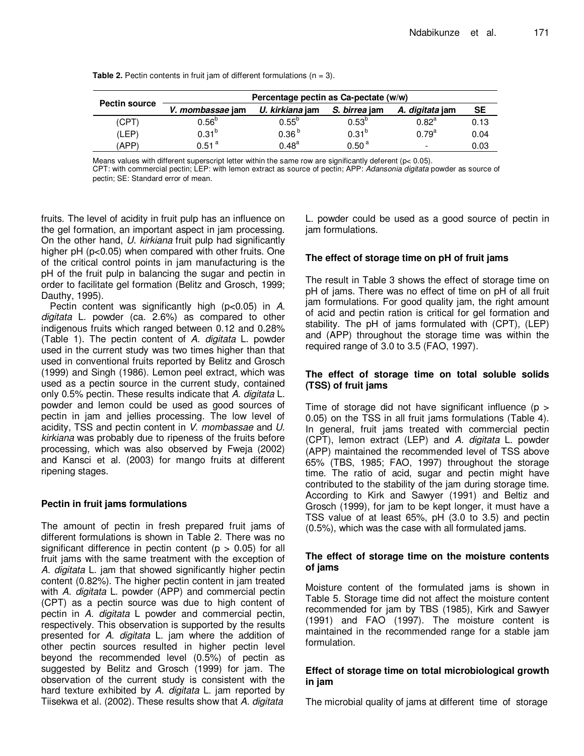**Table 2.** Pectin contents in fruit jam of different formulations (n = 3).

| Pectin source | Percentage pectin as Ca-pectate (w/w) | | | | |
|---|---|---|---|---|---|
| | *V. mombassae* jam | *U. kirkiana* jam | *S. birrea* jam | *A. digitata* jam | SE |
| (CPT) | 0.56[b] | 0.55[b] | 0.53[b] | 0.82[a] | 0.13 |
| (LEP) | 0.31[b] | 0.36[b] | 0.31[b] | 0.79[a] | 0.04 |
| (APP) | 0.51[a] | 0.48[a] | 0.50[a] | - | 0.03 |

Means values with different superscript letter within the same row are significantly deferent ($p < 0.05$).
CPT: with commercial pectin; LEP: with lemon extract as source of pectin; APP: *Adansonia digitata* powder as source of pectin; SE: Standard error of mean.

fruits. The level of acidity in fruit pulp has an influence on the gel formation, an important aspect in jam processing. On the other hand, *U. kirkiana* fruit pulp had significantly higher pH ($p<0.05$) when compared with other fruits. One of the critical control points in jam manufacturing is the pH of the fruit pulp in balancing the sugar and pectin in order to facilitate gel formation (Belitz and Grosch, 1999; Dauthy, 1995).

Pectin content was significantly high ($p<0.05$) in *A. digitata* L. powder (ca. 2.6%) as compared to other indigenous fruits which ranged between 0.12 and 0.28% (Table 1). The pectin content of *A. digitata* L. powder used in the current study was two times higher than that used in conventional fruits reported by Belitz and Grosch (1999) and Singh (1986). Lemon peel extract, which was used as a pectin source in the current study, contained only 0.5% pectin. These results indicate that *A. digitata* L. powder and lemon could be used as good sources of pectin in jam and jellies processing. The low level of acidity, TSS and pectin content in *V. mombassae* and *U. kirkiana* was probably due to ripeness of the fruits before processing, which was also observed by Fweja (2002) and Kansci et al. (2003) for mango fruits at different ripening stages.

## Pectin in fruit jams formulations

The amount of pectin in fresh prepared fruit jams of different formulations is shown in Table 2. There was no significant difference in pectin content ($p > 0.05$) for all fruit jams with the same treatment with the exception of *A. digitata* L. jam that showed significantly higher pectin content (0.82%). The higher pectin content in jam treated with *A. digitata* L. powder (APP) and commercial pectin (CPT) as a pectin source was due to high content of pectin in *A. digitata* L powder and commercial pectin, respectively. This observation is supported by the results presented for *A. digitata* L. jam where the addition of other pectin sources resulted in higher pectin level beyond the recommended level (0.5%) of pectin as suggested by Belitz and Grosch (1999) for jam. The observation of the current study is consistent with the hard texture exhibited by *A. digitata* L. jam reported by Tiisekwa et al. (2002). These results show that *A. digitata* L. powder could be used as a good source of pectin in jam formulations.

## The effect of storage time on pH of fruit jams

The result in Table 3 shows the effect of storage time on pH of jams. There was no effect of time on pH of all fruit jam formulations. For good quality jam, the right amount of acid and pectin ration is critical for gel formation and stability. The pH of jams formulated with (CPT), (LEP) and (APP) throughout the storage time was within the required range of 3.0 to 3.5 (FAO, 1997).

## The effect of storage time on total soluble solids (TSS) of fruit jams

Time of storage did not have significant influence ($p > 0.05$) on the TSS in all fruit jams formulations (Table 4). In general, fruit jams treated with commercial pectin (CPT), lemon extract (LEP) and *A. digitata* L. powder (APP) maintained the recommended level of TSS above 65% (TBS, 1985; FAO, 1997) throughout the storage time. The ratio of acid, sugar and pectin might have contributed to the stability of the jam during storage time. According to Kirk and Sawyer (1991) and Beltiz and Grosch (1999), for jam to be kept longer, it must have a TSS value of at least 65%, pH (3.0 to 3.5) and pectin (0.5%), which was the case with all formulated jams.

## The effect of storage time on the moisture contents of jams

Moisture content of the formulated jams is shown in Table 5. Storage time did not affect the moisture content recommended for jam by TBS (1985), Kirk and Sawyer (1991) and FAO (1997). The moisture content is maintained in the recommended range for a stable jam formulation.

## Effect of storage time on total microbiological growth in jam

The microbial quality of jams at different time of storage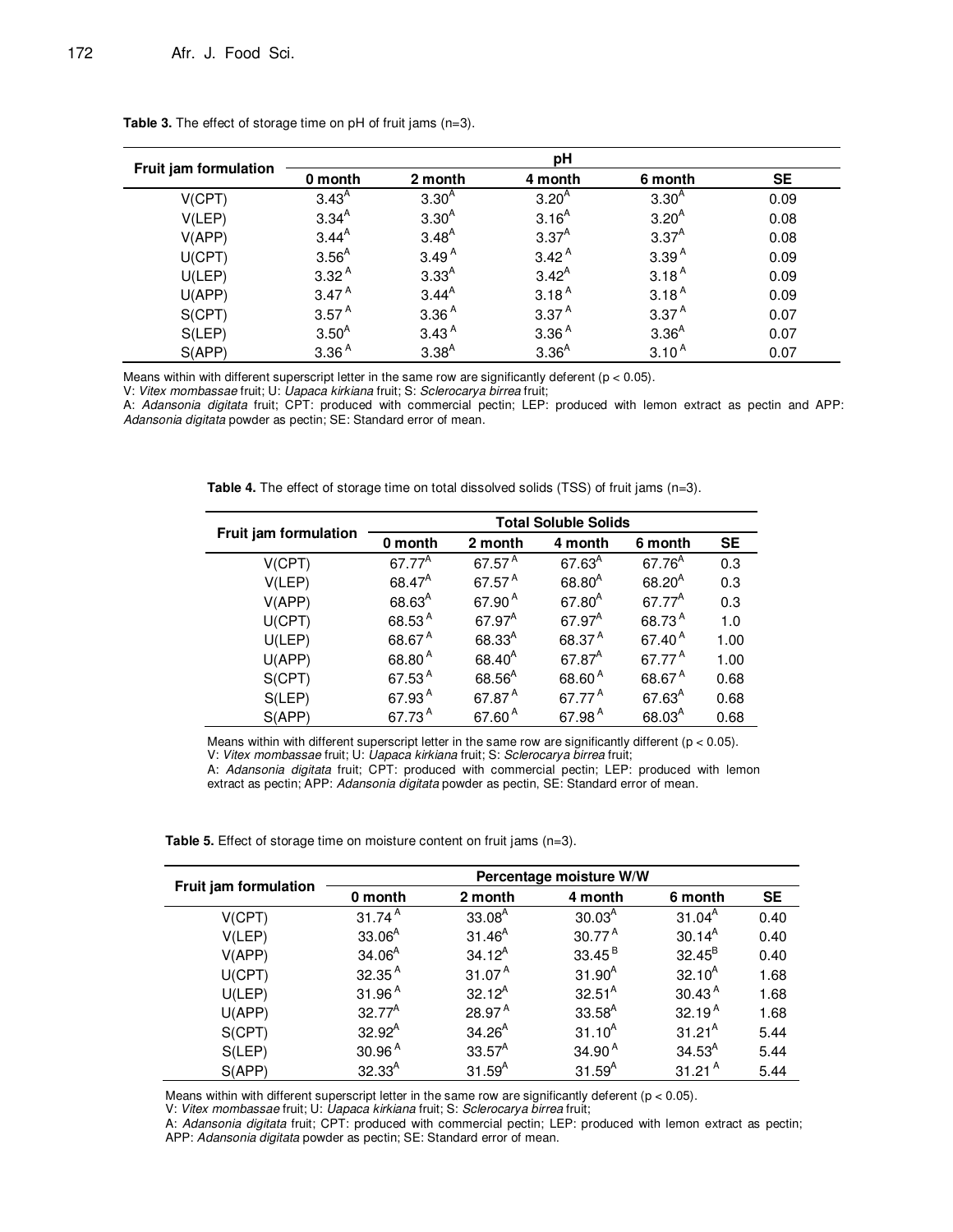**Table 3.** The effect of storage time on pH of fruit jams (n=3).

| Fruit jam formulation | pH | | | | |
|---|---|---|---|---|---|
| | 0 month | 2 month | 4 month | 6 month | SE |
| V(CPT) | $3.43^A$ | $3.30^A$ | $3.20^A$ | $3.30^A$ | 0.09 |
| V(LEP) | $3.34^A$ | $3.30^A$ | $3.16^A$ | $3.20^A$ | 0.08 |
| V(APP) | $3.44^A$ | $3.48^A$ | $3.37^A$ | $3.37^A$ | 0.08 |
| U(CPT) | $3.56^A$ | $3.49^A$ | $3.42^A$ | $3.39^A$ | 0.09 |
| U(LEP) | $3.32^A$ | $3.33^A$ | $3.42^A$ | $3.18^A$ | 0.09 |
| U(APP) | $3.47^A$ | $3.44^A$ | $3.18^A$ | $3.18^A$ | 0.09 |
| S(CPT) | $3.57^A$ | $3.36^A$ | $3.37^A$ | $3.37^A$ | 0.07 |
| S(LEP) | $3.50^A$ | $3.43^A$ | $3.36^A$ | $3.36^A$ | 0.07 |
| S(APP) | $3.36^A$ | $3.38^A$ | $3.36^A$ | $3.10^A$ | 0.07 |

Means within with different superscript letter in the same row are significantly deferent ($p < 0.05$).
V: *Vitex mombassae* fruit; U: *Uapaca kirkiana* fruit; S: *Sclerocarya birrea* fruit;
A: *Adansonia digitata* fruit; CPT: produced with commercial pectin; LEP: produced with lemon extract as pectin and APP: *Adansonia digitata* powder as pectin; SE: Standard error of mean.

**Table 4.** The effect of storage time on total dissolved solids (TSS) of fruit jams (n=3).

| Fruit jam formulation | Total Soluble Solids | | | | |
|---|---|---|---|---|---|
| | 0 month | 2 month | 4 month | 6 month | SE |
| V(CPT) | $67.77^A$ | $67.57^A$ | $67.63^A$ | $67.76^A$ | 0.3 |
| V(LEP) | $68.47^A$ | $67.57^A$ | $68.80^A$ | $68.20^A$ | 0.3 |
| V(APP) | $68.63^A$ | $67.90^A$ | $67.80^A$ | $67.77^A$ | 0.3 |
| U(CPT) | $68.53^A$ | $67.97^A$ | $67.97^A$ | $68.73^A$ | 1.0 |
| U(LEP) | $68.67^A$ | $68.33^A$ | $68.37^A$ | $67.40^A$ | 1.00 |
| U(APP) | $68.80^A$ | $68.40^A$ | $67.87^A$ | $67.77^A$ | 1.00 |
| S(CPT) | $67.53^A$ | $68.56^A$ | $68.60^A$ | $68.67^A$ | 0.68 |
| S(LEP) | $67.93^A$ | $67.87^A$ | $67.77^A$ | $67.63^A$ | 0.68 |
| S(APP) | $67.73^A$ | $67.60^A$ | $67.98^A$ | $68.03^A$ | 0.68 |

Means within with different superscript letter in the same row are significantly different ($p < 0.05$).
V: *Vitex mombassae* fruit; U: *Uapaca kirkiana* fruit; S: *Sclerocarya birrea* fruit;
A: *Adansonia digitata* fruit; CPT: produced with commercial pectin; LEP: produced with lemon extract as pectin; APP: *Adansonia digitata* powder as pectin, SE: Standard error of mean.

**Table 5.** Effect of storage time on moisture content on fruit jams (n=3).

| Fruit jam formulation | Percentage moisture W/W | | | | |
|---|---|---|---|---|---|
| | 0 month | 2 month | 4 month | 6 month | SE |
| V(CPT) | $31.74^A$ | $33.08^A$ | $30.03^A$ | $31.04^A$ | 0.40 |
| V(LEP) | $33.06^A$ | $31.46^A$ | $30.77^A$ | $30.14^A$ | 0.40 |
| V(APP) | $34.06^A$ | $34.12^A$ | $33.45^B$ | $32.45^B$ | 0.40 |
| U(CPT) | $32.35^A$ | $31.07^A$ | $31.90^A$ | $32.10^A$ | 1.68 |
| U(LEP) | $31.96^A$ | $32.12^A$ | $32.51^A$ | $30.43^A$ | 1.68 |
| U(APP) | $32.77^A$ | $28.97^A$ | $33.58^A$ | $32.19^A$ | 1.68 |
| S(CPT) | $32.92^A$ | $34.26^A$ | $31.10^A$ | $31.21^A$ | 5.44 |
| S(LEP) | $30.96^A$ | $33.57^A$ | $34.90^A$ | $34.53^A$ | 5.44 |
| S(APP) | $32.33^A$ | $31.59^A$ | $31.59^A$ | $31.21^A$ | 5.44 |

Means within with different superscript letter in the same row are significantly deferent ($p < 0.05$).
V: *Vitex mombassae* fruit; U: *Uapaca kirkiana* fruit; S: *Sclerocarya birrea* fruit;
A: *Adansonia digitata* fruit; CPT: produced with commercial pectin; LEP: produced with lemon extract as pectin; APP: *Adansonia digitata* powder as pectin; SE: Standard error of mean.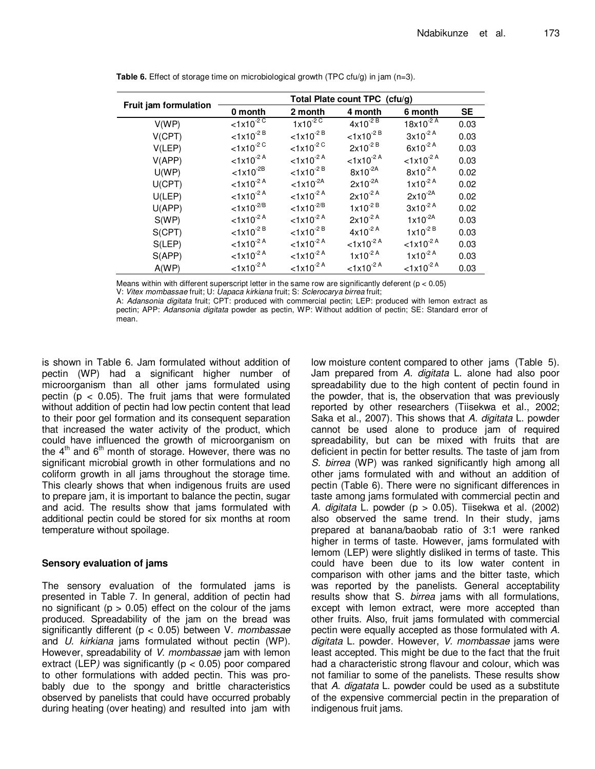**Table 6.** Effect of storage time on microbiological growth (TPC cfu/g) in jam (n=3).

| Fruit jam formulation | Total Plate count TPC (cfu/g) | | | | |
|---|---|---|---|---|---|
| | 0 month | 2 month | 4 month | 6 month | SE |
| V(WP) | $<1x10^{-2\,C}$ | $1x10^{-2\,C}$ | $4x10^{-2\,B}$ | $18x10^{-2\,A}$ | 0.03 |
| V(CPT) | $<1x10^{-2\,B}$ | $<1x10^{-2\,B}$ | $<1x10^{-2\,B}$ | $3x10^{-2\,A}$ | 0.03 |
| V(LEP) | $<1x10^{-2\,C}$ | $<1x10^{-2\,C}$ | $2x10^{-2\,B}$ | $6x10^{-2\,A}$ | 0.03 |
| V(APP) | $<1x10^{-2\,A}$ | $<1x10^{-2\,A}$ | $<1x10^{-2\,A}$ | $<1x10^{-2\,A}$ | 0.03 |
| U(WP) | $<1x10^{-2B}$ | $<1x10^{-2\,B}$ | $8x10^{-2A}$ | $8x10^{-2\,A}$ | 0.02 |
| U(CPT) | $<1x10^{-2\,A}$ | $<1x10^{-2A}$ | $2x10^{-2A}$ | $1x10^{-2\,A}$ | 0.02 |
| U(LEP) | $<1x10^{-2\,A}$ | $<1x10^{-2\,A}$ | $2x10^{-2\,A}$ | $2x10^{-2A}$ | 0.02 |
| U(APP) | $<1x10^{-2/B}$ | $<1x10^{-2/B}$ | $1x10^{-2\,B}$ | $3x10^{-2\,A}$ | 0.02 |
| S(WP) | $<1x10^{-2\,A}$ | $<1x10^{-2\,A}$ | $2x10^{-2\,A}$ | $1x10^{-2A}$ | 0.03 |
| S(CPT) | $<1x10^{-2\,B}$ | $<1x10^{-2\,B}$ | $4x10^{-2\,A}$ | $1x10^{-2\,B}$ | 0.03 |
| S(LEP) | $<1x10^{-2\,A}$ | $<1x10^{-2\,A}$ | $<1x10^{-2\,A}$ | $<1x10^{-2\,A}$ | 0.03 |
| S(APP) | $<1x10^{-2\,A}$ | $<1x10^{-2\,A}$ | $1x10^{-2\,A}$ | $1x10^{-2\,A}$ | 0.03 |
| A(WP) | $<1x10^{-2\,A}$ | $<1x10^{-2\,A}$ | $<1x10^{-2\,A}$ | $<1x10^{-2\,A}$ | 0.03 |

Means within with different superscript letter in the same row are significantly deferent ($p < 0.05$)
V: *Vitex mombassae* fruit; U: *Uapaca kirkiana* fruit; S: *Sclerocarya birrea* fruit;
A: *Adansonia digitata* fruit; CPT: produced with commercial pectin; LEP: produced with lemon extract as pectin; APP: *Adansonia digitata* powder as pectin, WP: Without addition of pectin; SE: Standard error of mean.

is shown in Table 6. Jam formulated without addition of pectin (WP) had a significant higher number of microorganism than all other jams formulated using pectin ($p < 0.05$). The fruit jams that were formulated without addition of pectin had low pectin content that lead to their poor gel formation and its consequent separation that increased the water activity of the product, which could have influenced the growth of microorganism on the 4th and 6th month of storage. However, there was no significant microbial growth in other formulations and no coliform growth in all jams throughout the storage time. This clearly shows that when indigenous fruits are used to prepare jam, it is important to balance the pectin, sugar and acid. The results show that jams formulated with additional pectin could be stored for six months at room temperature without spoilage.

### Sensory evaluation of jams

The sensory evaluation of the formulated jams is presented in Table 7. In general, addition of pectin had no significant ($p > 0.05$) effect on the colour of the jams produced. Spreadability of the jam on the bread was significantly different ($p < 0.05$) between V. *mombassae* and *U. kirkiana* jams formulated without pectin (WP). However, spreadability of *V. mombassae* jam with lemon extract (LEP*)* was significantly ($p < 0.05$) poor compared to other formulations with added pectin. This was probably due to the spongy and brittle characteristics observed by panelists that could have occurred probably during heating (over heating) and resulted into jam with low moisture content compared to other jams (Table 5). Jam prepared from *A. digitata* L. alone had also poor spreadability due to the high content of pectin found in the powder, that is, the observation that was previously reported by other researchers (Tiisekwa et al., 2002; Saka et al., 2007). This shows that *A. digitata* L. powder cannot be used alone to produce jam of required spreadability, but can be mixed with fruits that are deficient in pectin for better results. The taste of jam from *S. birrea* (WP) was ranked significantly high among all other jams formulated with and without an addition of pectin (Table 6). There were no significant differences in taste among jams formulated with commercial pectin and *A. digitata* L. powder ($p > 0.05$). Tiisekwa et al. (2002) also observed the same trend. In their study, jams prepared at banana/baobab ratio of 3:1 were ranked higher in terms of taste. However, jams formulated with lemom (LEP) were slightly disliked in terms of taste. This could have been due to its low water content in comparison with other jams and the bitter taste, which was reported by the panelists. General acceptability results show that S. *birrea* jams with all formulations, except with lemon extract, were more accepted than other fruits. Also, fruit jams formulated with commercial pectin were equally accepted as those formulated with *A. digitata* L. powder. However, *V. mombassae* jams were least accepted. This might be due to the fact that the fruit had a characteristic strong flavour and colour, which was not familiar to some of the panelists. These results show that *A. digatata* L. powder could be used as a substitute of the expensive commercial pectin in the preparation of indigenous fruit jams.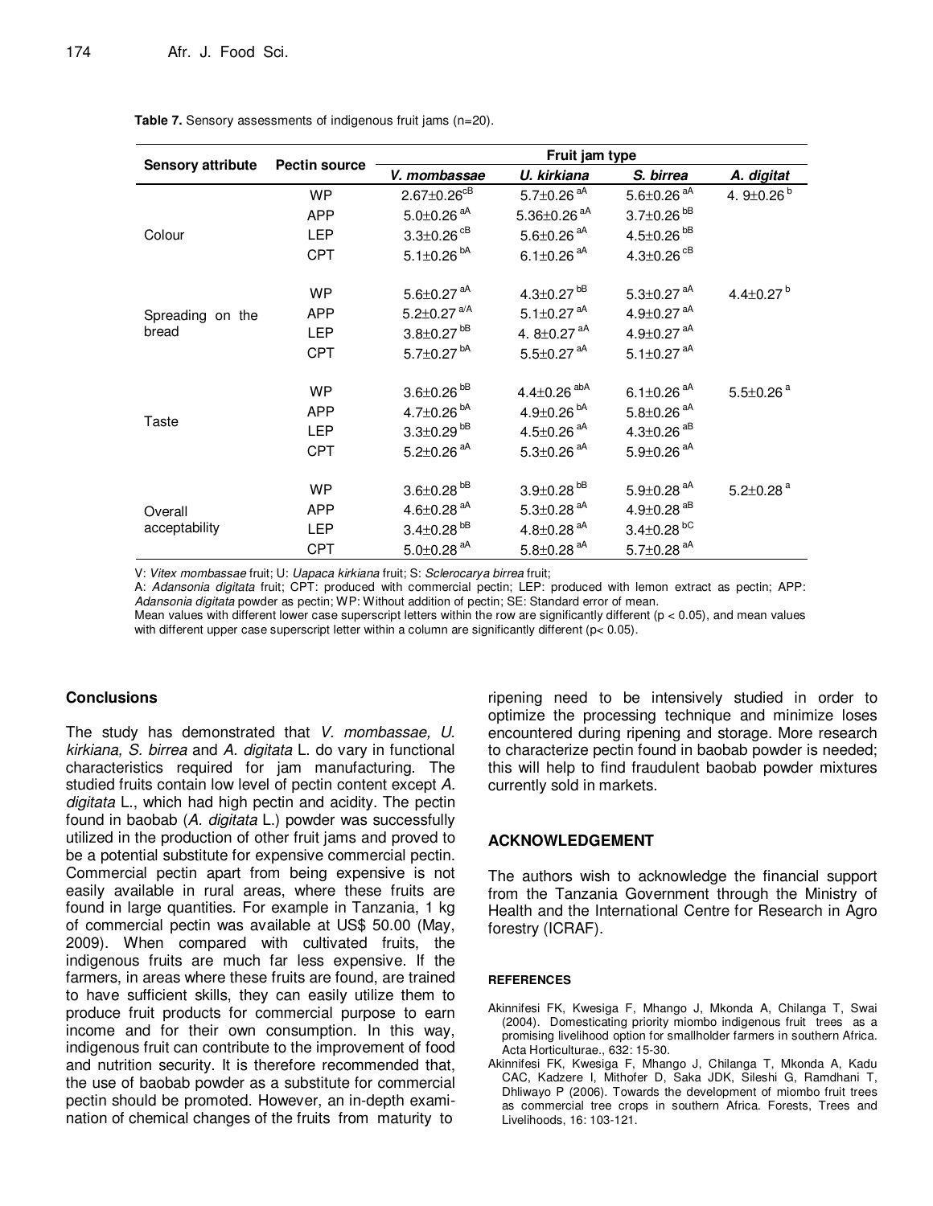**Table 7.** Sensory assessments of indigenous fruit jams (n=20).

| Sensory attribute | Pectin source | Fruit jam type | | | |
|---|---|---|---|---|---|
| | | *V. mombassae* | *U. kirkiana* | *S. birrea* | *A. digitat* |
| Colour | WP | $2.67±0.26^{cB}$ | $5.7±0.26^{aA}$ | $5.6±0.26^{aA}$ | $4.9±0.26^{b}$ |
| | APP | $5.0±0.26^{aA}$ | $5.36±0.26^{aA}$ | $3.7±0.26^{bB}$ | |
| | LEP | $3.3±0.26^{cB}$ | $5.6±0.26^{aA}$ | $4.5±0.26^{bB}$ | |
| | CPT | $5.1±0.26^{bA}$ | $6.1±0.26^{aA}$ | $4.3±0.26^{cB}$ | |
| Spreading on the bread | WP | $5.6±0.27^{aA}$ | $4.3±0.27^{bB}$ | $5.3±0.27^{aA}$ | $4.4±0.27^{b}$ |
| | APP | $5.2±0.27^{a/A}$ | $5.1±0.27^{aA}$ | $4.9±0.27^{aA}$ | |
| | LEP | $3.8±0.27^{bB}$ | $4.8±0.27^{aA}$ | $4.9±0.27^{aA}$ | |
| | CPT | $5.7±0.27^{bA}$ | $5.5±0.27^{aA}$ | $5.1±0.27^{aA}$ | |
| Taste | WP | $3.6±0.26^{bB}$ | $4.4±0.26^{abA}$ | $6.1±0.26^{aA}$ | $5.5±0.26^{a}$ |
| | APP | $4.7±0.26^{bA}$ | $4.9±0.26^{bA}$ | $5.8±0.26^{aA}$ | |
| | LEP | $3.3±0.29^{bB}$ | $4.5±0.26^{aA}$ | $4.3±0.26^{aB}$ | |
| | CPT | $5.2±0.26^{aA}$ | $5.3±0.26^{aA}$ | $5.9±0.26^{aA}$ | |
| Overall acceptability | WP | $3.6±0.28^{bB}$ | $3.9±0.28^{bB}$ | $5.9±0.28^{aA}$ | $5.2±0.28^{a}$ |
| | APP | $4.6±0.28^{aA}$ | $5.3±0.28^{aA}$ | $4.9±0.28^{aB}$ | |
| | LEP | $3.4±0.28^{bB}$ | $4.8±0.28^{aA}$ | $3.4±0.28^{bC}$ | |
| | CPT | $5.0±0.28^{aA}$ | $5.8±0.28^{aA}$ | $5.7±0.28^{aA}$ | |

V: *Vitex mombassae* fruit; U: *Uapaca kirkiana* fruit; S: *Sclerocarya birrea* fruit;
A: *Adansonia digitata* fruit; CPT: produced with commercial pectin; LEP: produced with lemon extract as pectin; APP: *Adansonia digitata* powder as pectin; WP: Without addition of pectin; SE: Standard error of mean.
Mean values with different lower case superscript letters within the row are significantly different ($p < 0.05$), and mean values with different upper case superscript letter within a column are significantly different ($p < 0.05$).

## Conclusions

The study has demonstrated that *V. mombassae, U. kirkiana, S. birrea* and *A. digitata* L. do vary in functional characteristics required for jam manufacturing. The studied fruits contain low level of pectin content except *A. digitata* L., which had high pectin and acidity. The pectin found in baobab (*A. digitata* L.) powder was successfully utilized in the production of other fruit jams and proved to be a potential substitute for expensive commercial pectin. Commercial pectin apart from being expensive is not easily available in rural areas, where these fruits are found in large quantities. For example in Tanzania, 1 kg of commercial pectin was available at US$ 50.00 (May, 2009). When compared with cultivated fruits, the indigenous fruits are much far less expensive. If the farmers, in areas where these fruits are found, are trained to have sufficient skills, they can easily utilize them to produce fruit products for commercial purpose to earn income and for their own consumption. In this way, indigenous fruit can contribute to the improvement of food and nutrition security. It is therefore recommended that, the use of baobab powder as a substitute for commercial pectin should be promoted. However, an in-depth examination of chemical changes of the fruits from maturity to ripening need to be intensively studied in order to optimize the processing technique and minimize loses encountered during ripening and storage. More research to characterize pectin found in baobab powder is needed; this will help to find fraudulent baobab powder mixtures currently sold in markets.

## ACKNOWLEDGEMENT

The authors wish to acknowledge the financial support from the Tanzania Government through the Ministry of Health and the International Centre for Research in Agro forestry (ICRAF).

## REFERENCES

Akinnifesi FK, Kwesiga F, Mhango J, Mkonda A, Chilanga T, Swai (2004). Domesticating priority miombo indigenous fruit trees as a promising livelihood option for smallholder farmers in southern Africa. Acta Horticulturae., 632: 15-30.

Akinnifesi FK, Kwesiga F, Mhango J, Chilanga T, Mkonda A, Kadu CAC, Kadzere I, Mithofer D, Saka JDK, Sileshi G, Ramdhani T, Dhliwayo P (2006). Towards the development of miombo fruit trees as commercial tree crops in southern Africa. Forests, Trees and Livelihoods, 16: 103-121.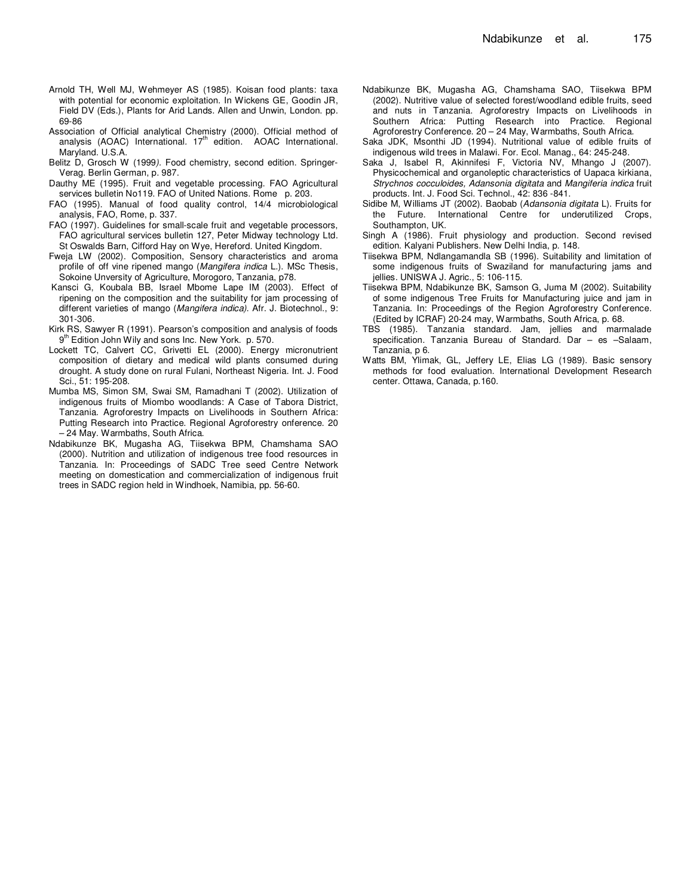Arnold TH, Well MJ, Wehmeyer AS (1985). Koisan food plants: taxa with potential for economic exploitation. In Wickens GE, Goodin JR, Field DV (Eds.), Plants for Arid Lands. Allen and Unwin, London. pp. 69-86

Association of Official analytical Chemistry (2000). Official method of analysis (AOAC) International. 17th edition. AOAC International. Maryland. U.S.A.

Belitz D, Grosch W (1999). Food chemistry, second edition. Springer-Verag. Berlin German, p. 987.

Dauthy ME (1995). Fruit and vegetable processing. FAO Agricultural services bulletin No119. FAO of United Nations. Rome p. 203.

FAO (1995). Manual of food quality control, 14/4 microbiological analysis, FAO, Rome, p. 337.

FAO (1997). Guidelines for small-scale fruit and vegetable processors, FAO agricultural services bulletin 127, Peter Midway technology Ltd. St Oswalds Barn, Cifford Hay on Wye, Hereford. United Kingdom.

Fweja LW (2002). Composition, Sensory characteristics and aroma profile of off vine ripened mango (*Mangifera indica* L.). MSc Thesis, Sokoine Unversity of Agriculture, Morogoro, Tanzania, p78.

Kansci G, Koubala BB, Israel Mbome Lape IM (2003). Effect of ripening on the composition and the suitability for jam processing of different varieties of mango (*Mangifera indica*). Afr. J. Biotechnol., 9: 301-306.

Kirk RS, Sawyer R (1991). Pearson's composition and analysis of foods 9th Edition John Wily and sons Inc. New York. p. 570.

Lockett TC, Calvert CC, Grivetti EL (2000). Energy micronutrient composition of dietary and medical wild plants consumed during drought. A study done on rural Fulani, Northeast Nigeria. Int. J. Food Sci., 51: 195-208.

Mumba MS, Simon SM, Swai SM, Ramadhani T (2002). Utilization of indigenous fruits of Miombo woodlands: A Case of Tabora District, Tanzania. Agroforestry Impacts on Livelihoods in Southern Africa: Putting Research into Practice. Regional Agroforestry onference. 20 – 24 May. Warmbaths, South Africa.

Ndabikunze BK, Mugasha AG, Tiisekwa BPM, Chamshama SAO (2000). Nutrition and utilization of indigenous tree food resources in Tanzania. In: Proceedings of SADC Tree seed Centre Network meeting on domestication and commercialization of indigenous fruit trees in SADC region held in Windhoek, Namibia, pp. 56-60.

Ndabikunze BK, Mugasha AG, Chamshama SAO, Tiisekwa BPM (2002). Nutritive value of selected forest/woodland edible fruits, seed and nuts in Tanzania. Agroforestry Impacts on Livelihoods in Southern Africa: Putting Research into Practice. Regional Agroforestry Conference. 20 – 24 May, Warmbaths, South Africa.

Saka JDK, Msonthi JD (1994). Nutritional value of edible fruits of indigenous wild trees in Malawi. For. Ecol. Manag., 64: 245-248.

Saka J, Isabel R, Akinnifesi F, Victoria NV, Mhango J (2007). Physicochemical and organoleptic characteristics of Uapaca kirkiana, *Strychnos cocculoides, Adansonia digitata* and *Mangiferia indica* fruit products. Int. J. Food Sci. Technol., 42: 836 -841.

Sidibe M, Williams JT (2002). Baobab (*Adansonia digitata* L). Fruits for the Future. International Centre for underutilized Crops, Southampton, UK.

Singh A (1986). Fruit physiology and production. Second revised edition. Kalyani Publishers. New Delhi India, p. 148.

Tiisekwa BPM, Ndlangamandla SB (1996). Suitability and limitation of some indigenous fruits of Swaziland for manufacturing jams and jellies. UNISWA J. Agric., 5: 106-115.

Tiisekwa BPM, Ndabikunze BK, Samson G, Juma M (2002). Suitability of some indigenous Tree Fruits for Manufacturing juice and jam in Tanzania. In: Proceedings of the Region Agroforestry Conference. (Edited by ICRAF) 20-24 may, Warmbaths, South Africa, p. 68.

TBS (1985). Tanzania standard. Jam, jellies and marmalade specification. Tanzania Bureau of Standard. Dar – es –Salaam, Tanzania, p 6.

Watts BM, Ylimak, GL, Jeffery LE, Elias LG (1989). Basic sensory methods for food evaluation. International Development Research center. Ottawa, Canada, p.160.